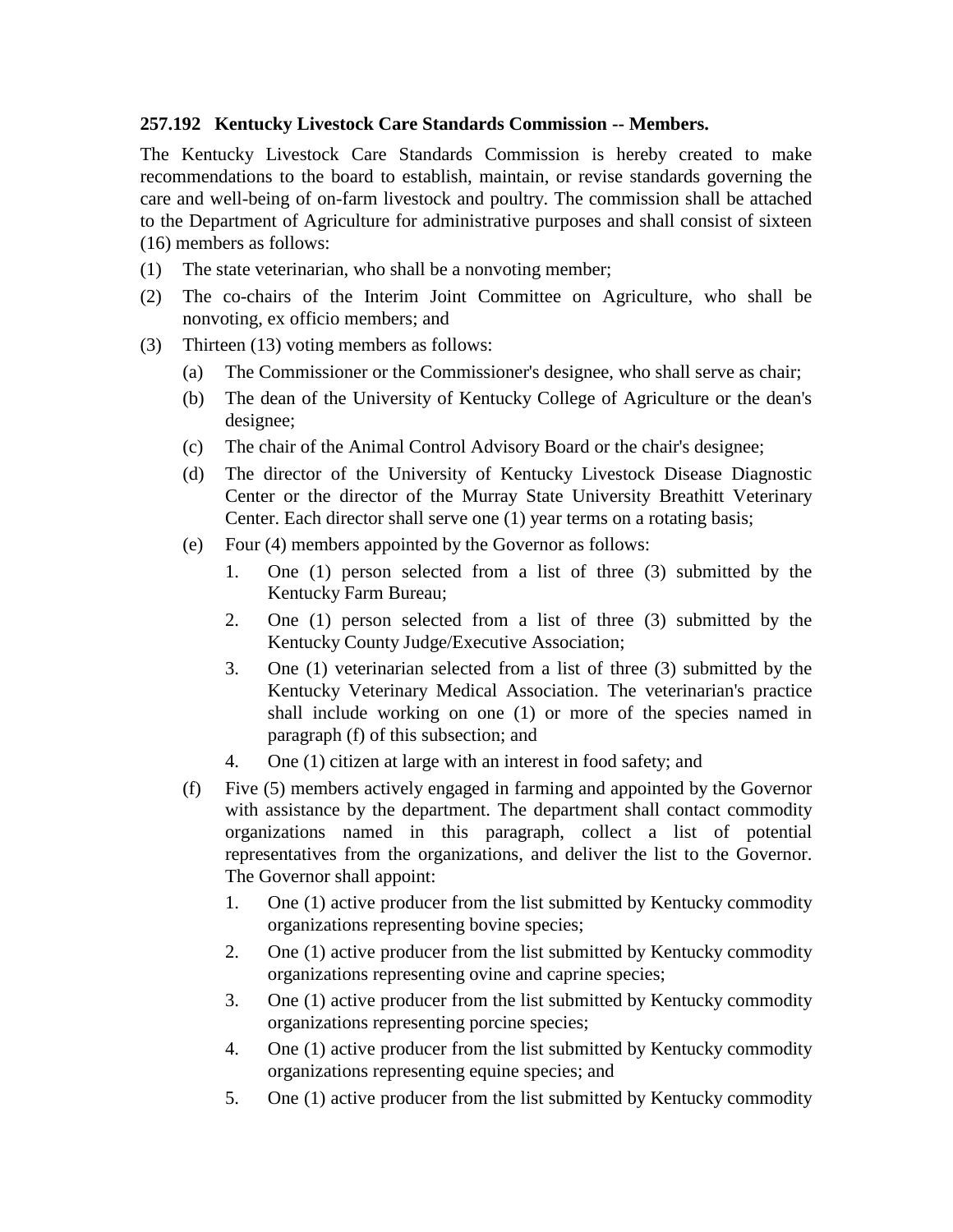**257.192 Kentucky Livestock Care Standards Commission -- Members.**

The Kentucky Livestock Care Standards Commission is hereby created to make recommendations to the board to establish, maintain, or revise standards governing the care and well-being of on-farm livestock and poultry. The commission shall be attached to the Department of Agriculture for administrative purposes and shall consist of sixteen (16) members as follows:

(1) The state veterinarian, who shall be a nonvoting member;

(2) The co-chairs of the Interim Joint Committee on Agriculture, who shall be nonvoting, ex officio members; and

(3) Thirteen (13) voting members as follows:

  (a) The Commissioner or the Commissioner's designee, who shall serve as chair;

  (b) The dean of the University of Kentucky College of Agriculture or the dean's designee;

  (c) The chair of the Animal Control Advisory Board or the chair's designee;

  (d) The director of the University of Kentucky Livestock Disease Diagnostic Center or the director of the Murray State University Breathitt Veterinary Center. Each director shall serve one (1) year terms on a rotating basis;

  (e) Four (4) members appointed by the Governor as follows:

    1. One (1) person selected from a list of three (3) submitted by the Kentucky Farm Bureau;

    2. One (1) person selected from a list of three (3) submitted by the Kentucky County Judge/Executive Association;

    3. One (1) veterinarian selected from a list of three (3) submitted by the Kentucky Veterinary Medical Association. The veterinarian's practice shall include working on one (1) or more of the species named in paragraph (f) of this subsection; and

    4. One (1) citizen at large with an interest in food safety; and

  (f) Five (5) members actively engaged in farming and appointed by the Governor with assistance by the department. The department shall contact commodity organizations named in this paragraph, collect a list of potential representatives from the organizations, and deliver the list to the Governor. The Governor shall appoint:

    1. One (1) active producer from the list submitted by Kentucky commodity organizations representing bovine species;

    2. One (1) active producer from the list submitted by Kentucky commodity organizations representing ovine and caprine species;

    3. One (1) active producer from the list submitted by Kentucky commodity organizations representing porcine species;

    4. One (1) active producer from the list submitted by Kentucky commodity organizations representing equine species; and

    5. One (1) active producer from the list submitted by Kentucky commodity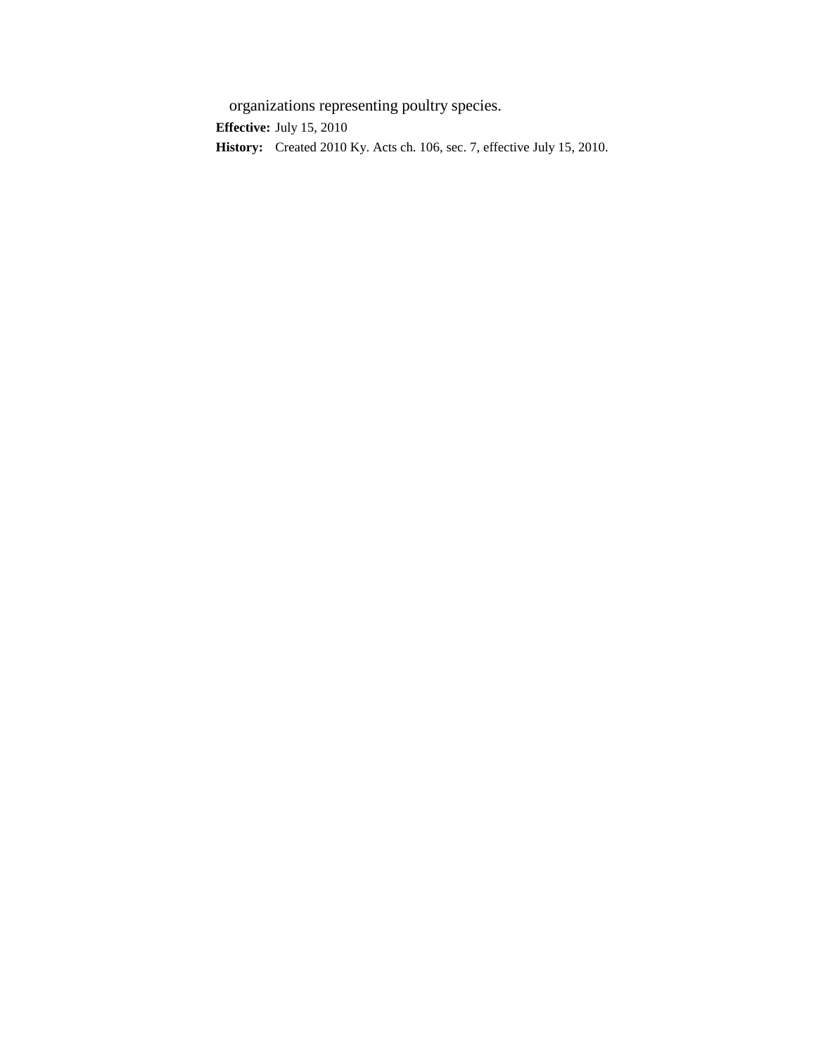organizations representing poultry species.

**Effective:** July 15, 2010

**History:** Created 2010 Ky. Acts ch. 106, sec. 7, effective July 15, 2010.